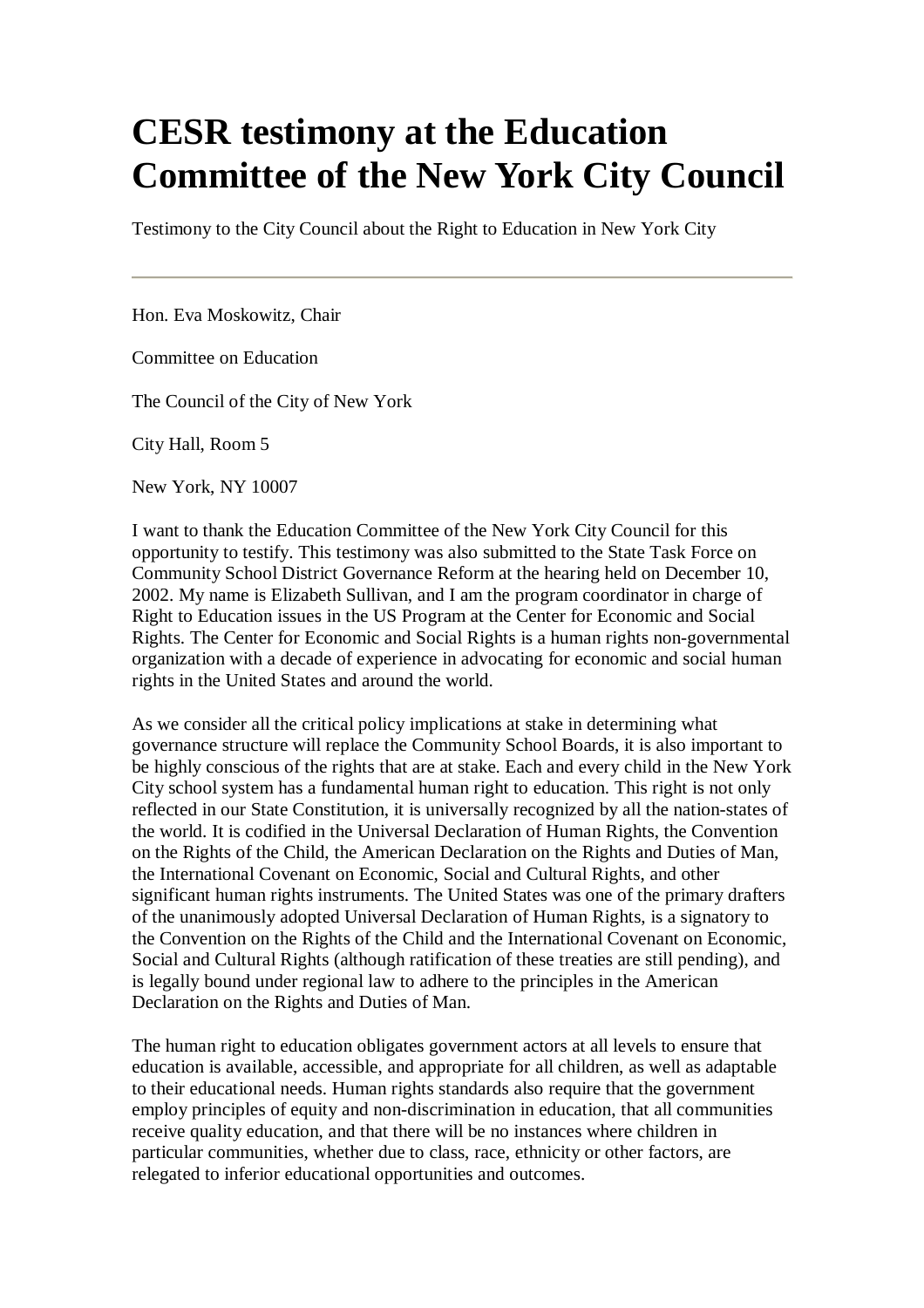# CESR testimony at the Education Committee of the New York City Council

Testimony to the City Council about the Right to Education in New York City

---

Hon. Eva Moskowitz, Chair

Committee on Education

The Council of the City of New York

City Hall, Room 5

New York, NY 10007

I want to thank the Education Committee of the New York City Council for this opportunity to testify. This testimony was also submitted to the State Task Force on Community School District Governance Reform at the hearing held on December 10, 2002. My name is Elizabeth Sullivan, and I am the program coordinator in charge of Right to Education issues in the US Program at the Center for Economic and Social Rights. The Center for Economic and Social Rights is a human rights non-governmental organization with a decade of experience in advocating for economic and social human rights in the United States and around the world.

As we consider all the critical policy implications at stake in determining what governance structure will replace the Community School Boards, it is also important to be highly conscious of the rights that are at stake. Each and every child in the New York City school system has a fundamental human right to education. This right is not only reflected in our State Constitution, it is universally recognized by all the nation-states of the world. It is codified in the Universal Declaration of Human Rights, the Convention on the Rights of the Child, the American Declaration on the Rights and Duties of Man, the International Covenant on Economic, Social and Cultural Rights, and other significant human rights instruments. The United States was one of the primary drafters of the unanimously adopted Universal Declaration of Human Rights, is a signatory to the Convention on the Rights of the Child and the International Covenant on Economic, Social and Cultural Rights (although ratification of these treaties are still pending), and is legally bound under regional law to adhere to the principles in the American Declaration on the Rights and Duties of Man.

The human right to education obligates government actors at all levels to ensure that education is available, accessible, and appropriate for all children, as well as adaptable to their educational needs. Human rights standards also require that the government employ principles of equity and non-discrimination in education, that all communities receive quality education, and that there will be no instances where children in particular communities, whether due to class, race, ethnicity or other factors, are relegated to inferior educational opportunities and outcomes.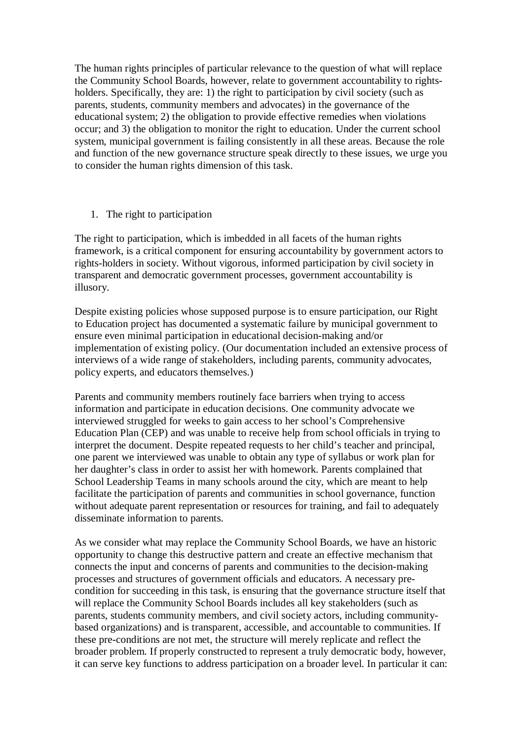The human rights principles of particular relevance to the question of what will replace the Community School Boards, however, relate to government accountability to rights-holders. Specifically, they are: 1) the right to participation by civil society (such as parents, students, community members and advocates) in the governance of the educational system; 2) the obligation to provide effective remedies when violations occur; and 3) the obligation to monitor the right to education. Under the current school system, municipal government is failing consistently in all these areas. Because the role and function of the new governance structure speak directly to these issues, we urge you to consider the human rights dimension of this task.

1. The right to participation

The right to participation, which is imbedded in all facets of the human rights framework, is a critical component for ensuring accountability by government actors to rights-holders in society. Without vigorous, informed participation by civil society in transparent and democratic government processes, government accountability is illusory.

Despite existing policies whose supposed purpose is to ensure participation, our Right to Education project has documented a systematic failure by municipal government to ensure even minimal participation in educational decision-making and/or implementation of existing policy. (Our documentation included an extensive process of interviews of a wide range of stakeholders, including parents, community advocates, policy experts, and educators themselves.)

Parents and community members routinely face barriers when trying to access information and participate in education decisions. One community advocate we interviewed struggled for weeks to gain access to her school's Comprehensive Education Plan (CEP) and was unable to receive help from school officials in trying to interpret the document. Despite repeated requests to her child's teacher and principal, one parent we interviewed was unable to obtain any type of syllabus or work plan for her daughter's class in order to assist her with homework. Parents complained that School Leadership Teams in many schools around the city, which are meant to help facilitate the participation of parents and communities in school governance, function without adequate parent representation or resources for training, and fail to adequately disseminate information to parents.

As we consider what may replace the Community School Boards, we have an historic opportunity to change this destructive pattern and create an effective mechanism that connects the input and concerns of parents and communities to the decision-making processes and structures of government officials and educators. A necessary pre-condition for succeeding in this task, is ensuring that the governance structure itself that will replace the Community School Boards includes all key stakeholders (such as parents, students community members, and civil society actors, including community-based organizations) and is transparent, accessible, and accountable to communities. If these pre-conditions are not met, the structure will merely replicate and reflect the broader problem. If properly constructed to represent a truly democratic body, however, it can serve key functions to address participation on a broader level. In particular it can: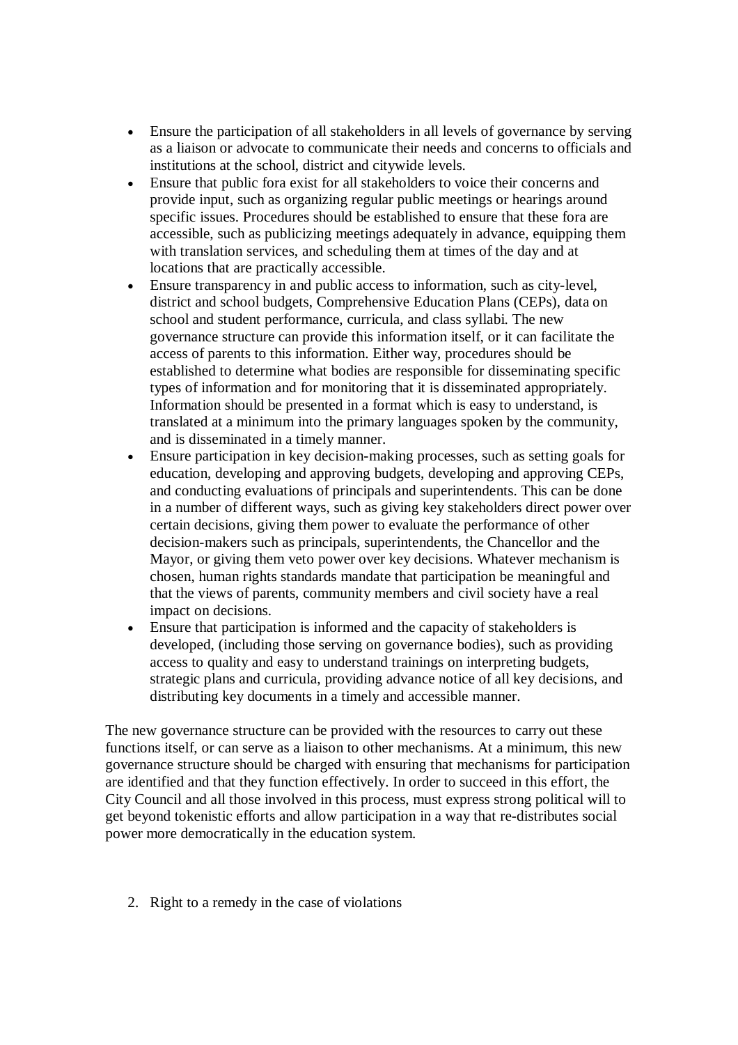- Ensure the participation of all stakeholders in all levels of governance by serving as a liaison or advocate to communicate their needs and concerns to officials and institutions at the school, district and citywide levels.
- Ensure that public fora exist for all stakeholders to voice their concerns and provide input, such as organizing regular public meetings or hearings around specific issues. Procedures should be established to ensure that these fora are accessible, such as publicizing meetings adequately in advance, equipping them with translation services, and scheduling them at times of the day and at locations that are practically accessible.
- Ensure transparency in and public access to information, such as city-level, district and school budgets, Comprehensive Education Plans (CEPs), data on school and student performance, curricula, and class syllabi. The new governance structure can provide this information itself, or it can facilitate the access of parents to this information. Either way, procedures should be established to determine what bodies are responsible for disseminating specific types of information and for monitoring that it is disseminated appropriately. Information should be presented in a format which is easy to understand, is translated at a minimum into the primary languages spoken by the community, and is disseminated in a timely manner.
- Ensure participation in key decision-making processes, such as setting goals for education, developing and approving budgets, developing and approving CEPs, and conducting evaluations of principals and superintendents. This can be done in a number of different ways, such as giving key stakeholders direct power over certain decisions, giving them power to evaluate the performance of other decision-makers such as principals, superintendents, the Chancellor and the Mayor, or giving them veto power over key decisions. Whatever mechanism is chosen, human rights standards mandate that participation be meaningful and that the views of parents, community members and civil society have a real impact on decisions.
- Ensure that participation is informed and the capacity of stakeholders is developed, (including those serving on governance bodies), such as providing access to quality and easy to understand trainings on interpreting budgets, strategic plans and curricula, providing advance notice of all key decisions, and distributing key documents in a timely and accessible manner.

The new governance structure can be provided with the resources to carry out these functions itself, or can serve as a liaison to other mechanisms. At a minimum, this new governance structure should be charged with ensuring that mechanisms for participation are identified and that they function effectively. In order to succeed in this effort, the City Council and all those involved in this process, must express strong political will to get beyond tokenistic efforts and allow participation in a way that re-distributes social power more democratically in the education system.

2. Right to a remedy in the case of violations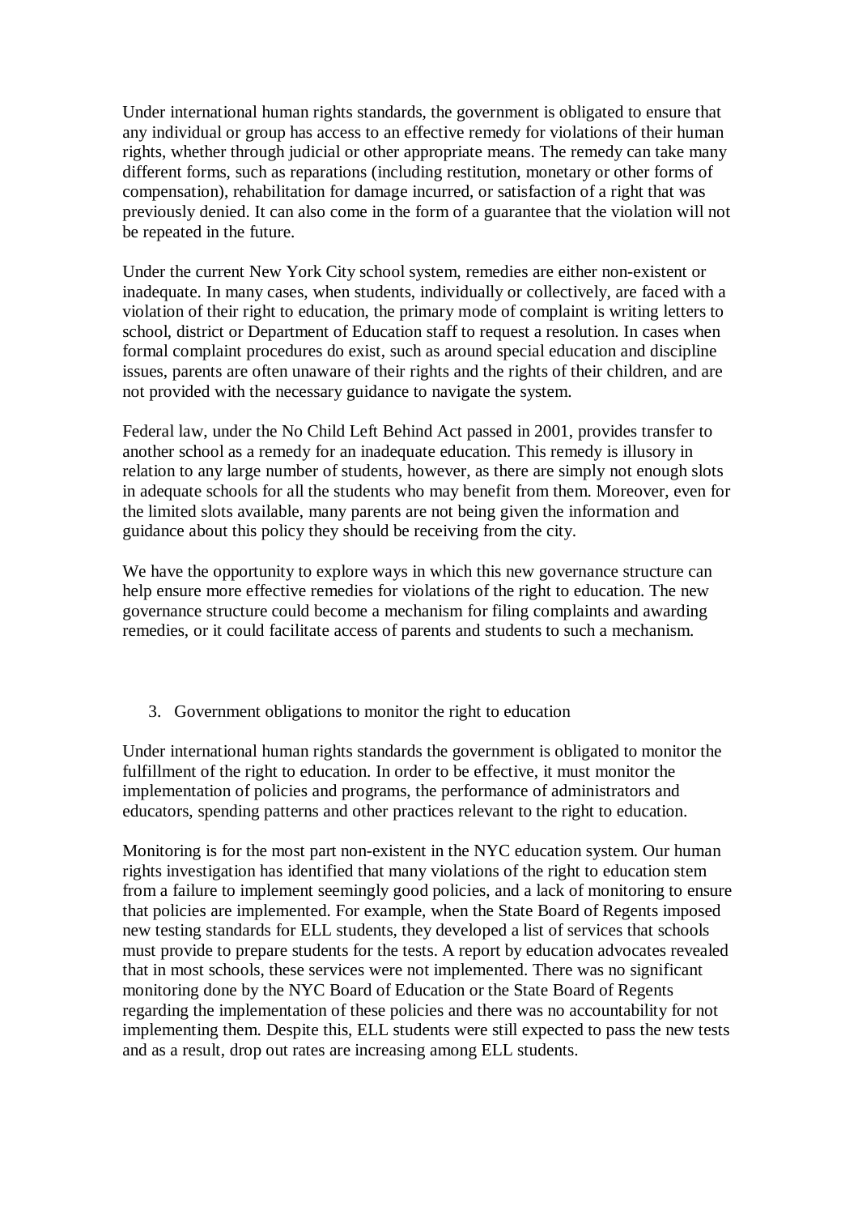Under international human rights standards, the government is obligated to ensure that any individual or group has access to an effective remedy for violations of their human rights, whether through judicial or other appropriate means. The remedy can take many different forms, such as reparations (including restitution, monetary or other forms of compensation), rehabilitation for damage incurred, or satisfaction of a right that was previously denied. It can also come in the form of a guarantee that the violation will not be repeated in the future.

Under the current New York City school system, remedies are either non-existent or inadequate. In many cases, when students, individually or collectively, are faced with a violation of their right to education, the primary mode of complaint is writing letters to school, district or Department of Education staff to request a resolution. In cases when formal complaint procedures do exist, such as around special education and discipline issues, parents are often unaware of their rights and the rights of their children, and are not provided with the necessary guidance to navigate the system.

Federal law, under the No Child Left Behind Act passed in 2001, provides transfer to another school as a remedy for an inadequate education. This remedy is illusory in relation to any large number of students, however, as there are simply not enough slots in adequate schools for all the students who may benefit from them. Moreover, even for the limited slots available, many parents are not being given the information and guidance about this policy they should be receiving from the city.

We have the opportunity to explore ways in which this new governance structure can help ensure more effective remedies for violations of the right to education. The new governance structure could become a mechanism for filing complaints and awarding remedies, or it could facilitate access of parents and students to such a mechanism.

3. Government obligations to monitor the right to education

Under international human rights standards the government is obligated to monitor the fulfillment of the right to education. In order to be effective, it must monitor the implementation of policies and programs, the performance of administrators and educators, spending patterns and other practices relevant to the right to education.

Monitoring is for the most part non-existent in the NYC education system. Our human rights investigation has identified that many violations of the right to education stem from a failure to implement seemingly good policies, and a lack of monitoring to ensure that policies are implemented. For example, when the State Board of Regents imposed new testing standards for ELL students, they developed a list of services that schools must provide to prepare students for the tests. A report by education advocates revealed that in most schools, these services were not implemented. There was no significant monitoring done by the NYC Board of Education or the State Board of Regents regarding the implementation of these policies and there was no accountability for not implementing them. Despite this, ELL students were still expected to pass the new tests and as a result, drop out rates are increasing among ELL students.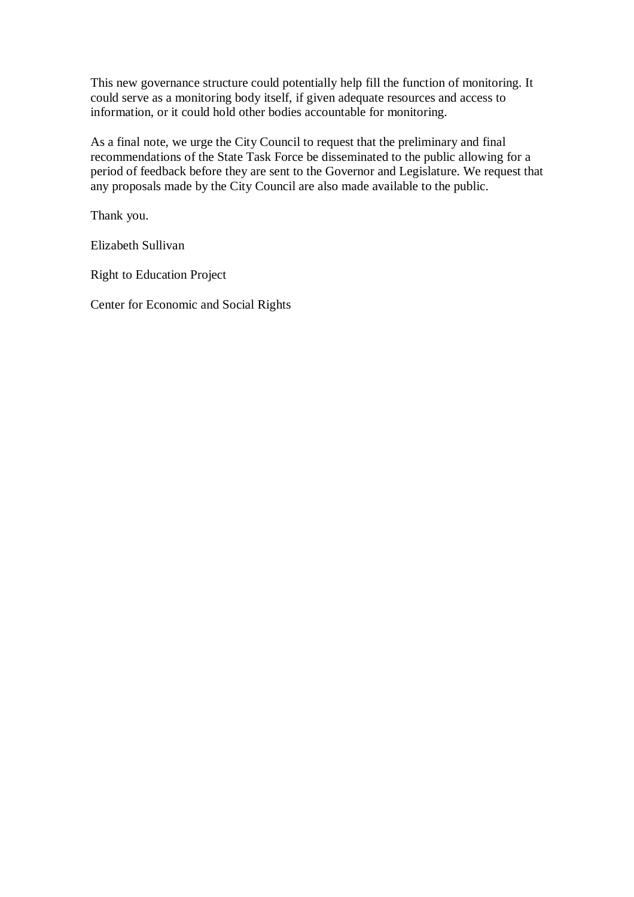This new governance structure could potentially help fill the function of monitoring. It could serve as a monitoring body itself, if given adequate resources and access to information, or it could hold other bodies accountable for monitoring.

As a final note, we urge the City Council to request that the preliminary and final recommendations of the State Task Force be disseminated to the public allowing for a period of feedback before they are sent to the Governor and Legislature. We request that any proposals made by the City Council are also made available to the public.

Thank you.

Elizabeth Sullivan

Right to Education Project

Center for Economic and Social Rights